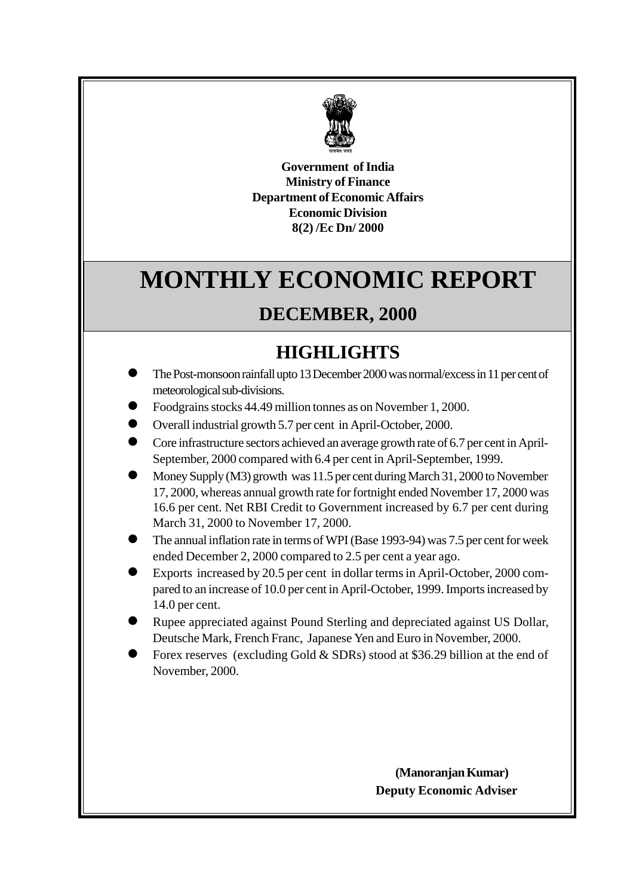Government of India
Ministry of Finance
Department of Economic Affairs
Economic Division
8(2) /Ec Dn/ 2000

# MONTHLY ECONOMIC REPORT

## DECEMBER, 2000

## HIGHLIGHTS

- The Post-monsoon rainfall upto 13 December 2000 was normal/excess in 11 per cent of meteorological sub-divisions.
- Foodgrains stocks 44.49 million tonnes as on November 1, 2000.
- Overall industrial growth 5.7 per cent in April-October, 2000.
- Core infrastructure sectors achieved an average growth rate of 6.7 per cent in April-September, 2000 compared with 6.4 per cent in April-September, 1999.
- Money Supply (M3) growth was 11.5 per cent during March 31, 2000 to November 17, 2000, whereas annual growth rate for fortnight ended November 17, 2000 was 16.6 per cent. Net RBI Credit to Government increased by 6.7 per cent during March 31, 2000 to November 17, 2000.
- The annual inflation rate in terms of WPI (Base 1993-94) was 7.5 per cent for week ended December 2, 2000 compared to 2.5 per cent a year ago.
- Exports increased by 20.5 per cent in dollar terms in April-October, 2000 compared to an increase of 10.0 per cent in April-October, 1999. Imports increased by 14.0 per cent.
- Rupee appreciated against Pound Sterling and depreciated against US Dollar, Deutsche Mark, French Franc, Japanese Yen and Euro in November, 2000.
- Forex reserves (excluding Gold & SDRs) stood at $36.29 billion at the end of November, 2000.

**(Manoranjan Kumar)**
**Deputy Economic Adviser**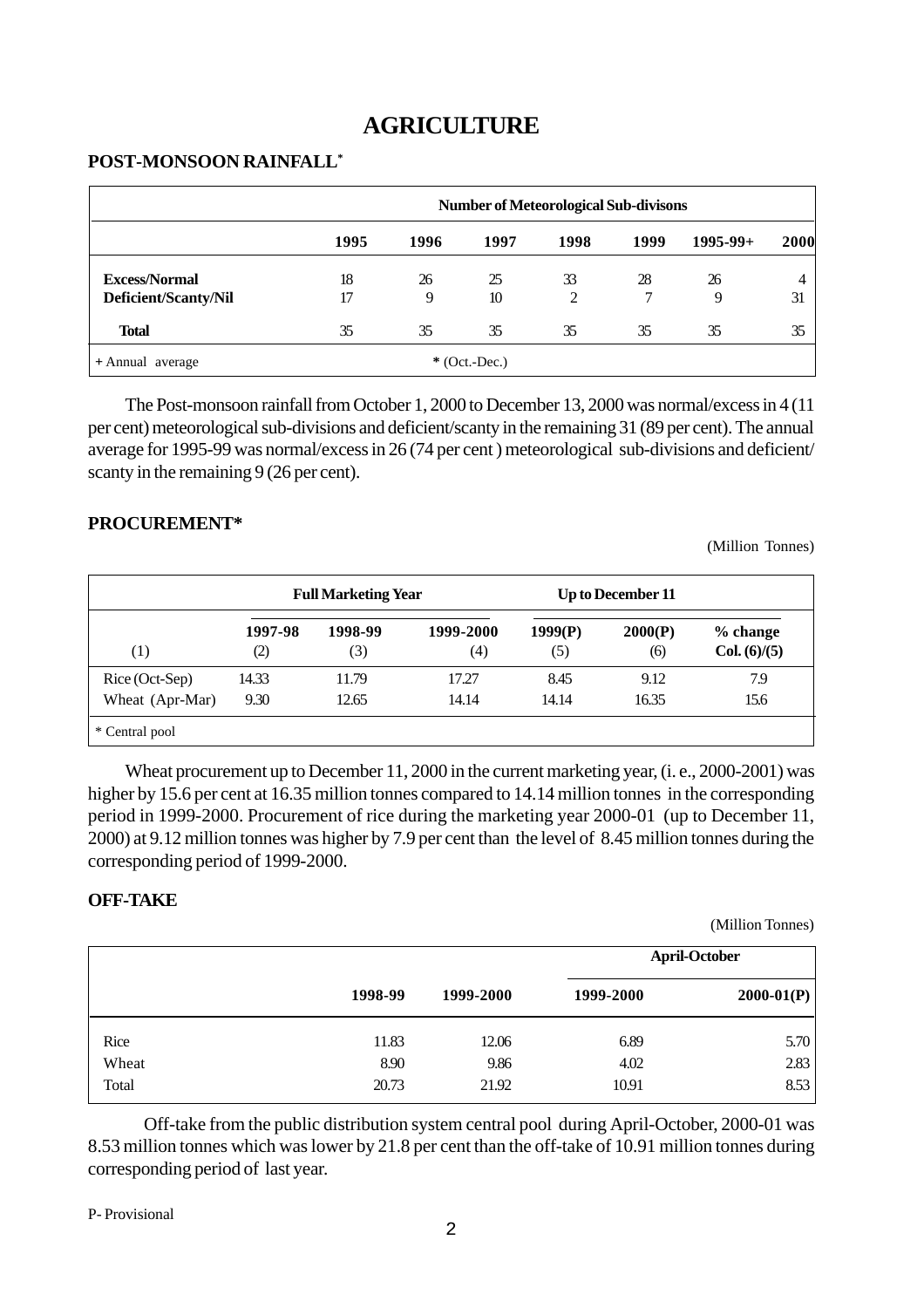# AGRICULTURE

## POST-MONSOON RAINFALL*

| | Number of Meteorological Sub-divisons | | | | | | |
|---|---|---|---|---|---|---|---|
| | 1995 | 1996 | 1997 | 1998 | 1999 | 1995-99+ | 2000 |
| **Excess/Normal** | 18 | 26 | 25 | 33 | 28 | 26 | 4 |
| **Deficient/Scanty/Nil** | 17 | 9 | 10 | 2 | 7 | 9 | 31 |
| **Total** | 35 | 35 | 35 | 35 | 35 | 35 | 35 |

+ Annual average    * (Oct.-Dec.)

The Post-monsoon rainfall from October 1, 2000 to December 13, 2000 was normal/excess in 4 (11 per cent) meteorological sub-divisions and deficient/scanty in the remaining 31 (89 per cent). The annual average for 1995-99 was normal/excess in 26 (74 per cent ) meteorological sub-divisions and deficient/ scanty in the remaining 9 (26 per cent).

## PROCUREMENT*

(Million Tonnes)

| | Full Marketing Year | | | Up to December 11 | | |
|---|---|---|---|---|---|---|
| (1) | 1997-98 (2) | 1998-99 (3) | 1999-2000 (4) | 1999(P) (5) | 2000(P) (6) | % change Col. (6)/(5) |
| Rice (Oct-Sep) | 14.33 | 11.79 | 17.27 | 8.45 | 9.12 | 7.9 |
| Wheat (Apr-Mar) | 9.30 | 12.65 | 14.14 | 14.14 | 16.35 | 15.6 |

\* Central pool

Wheat procurement up to December 11, 2000 in the current marketing year, (i. e., 2000-2001) was higher by 15.6 per cent at 16.35 million tonnes compared to 14.14 million tonnes in the corresponding period in 1999-2000. Procurement of rice during the marketing year 2000-01 (up to December 11, 2000) at 9.12 million tonnes was higher by 7.9 per cent than the level of 8.45 million tonnes during the corresponding period of 1999-2000.

## OFF-TAKE

(Million Tonnes)

| | | | April-October | |
|---|---|---|---|---|
| | 1998-99 | 1999-2000 | 1999-2000 | 2000-01(P) |
| Rice | 11.83 | 12.06 | 6.89 | 5.70 |
| Wheat | 8.90 | 9.86 | 4.02 | 2.83 |
| Total | 20.73 | 21.92 | 10.91 | 8.53 |

Off-take from the public distribution system central pool during April-October, 2000-01 was 8.53 million tonnes which was lower by 21.8 per cent than the off-take of 10.91 million tonnes during corresponding period of last year.

P- Provisional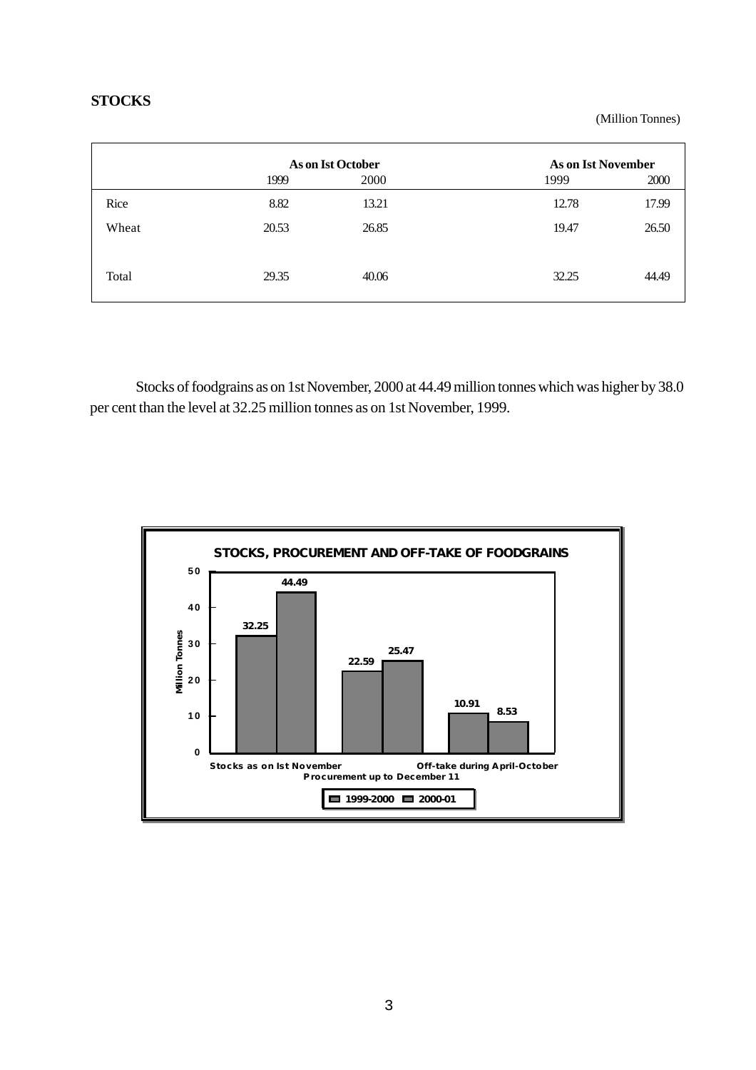## STOCKS

(Million Tonnes)

| | As on Ist October | | As on Ist November | |
|---|---|---|---|---|
| | 1999 | 2000 | 1999 | 2000 |
| Rice | 8.82 | 13.21 | 12.78 | 17.99 |
| Wheat | 20.53 | 26.85 | 19.47 | 26.50 |
| Total | 29.35 | 40.06 | 32.25 | 44.49 |

Stocks of foodgrains as on 1st November, 2000 at 44.49 million tonnes which was higher by 38.0 per cent than the level at 32.25 million tonnes as on 1st November, 1999.

**STOCKS, PROCUREMENT AND OFF-TAKE OF FOODGRAINS**

(Million Tonnes)

| | 1999-2000 | 2000-01 |
|---|---|---|
| Stocks as on Ist November | 32.25 | 44.49 |
| Procurement up to December 11 | 22.59 | 25.47 |
| Off-take during April-October | 10.91 | 8.53 |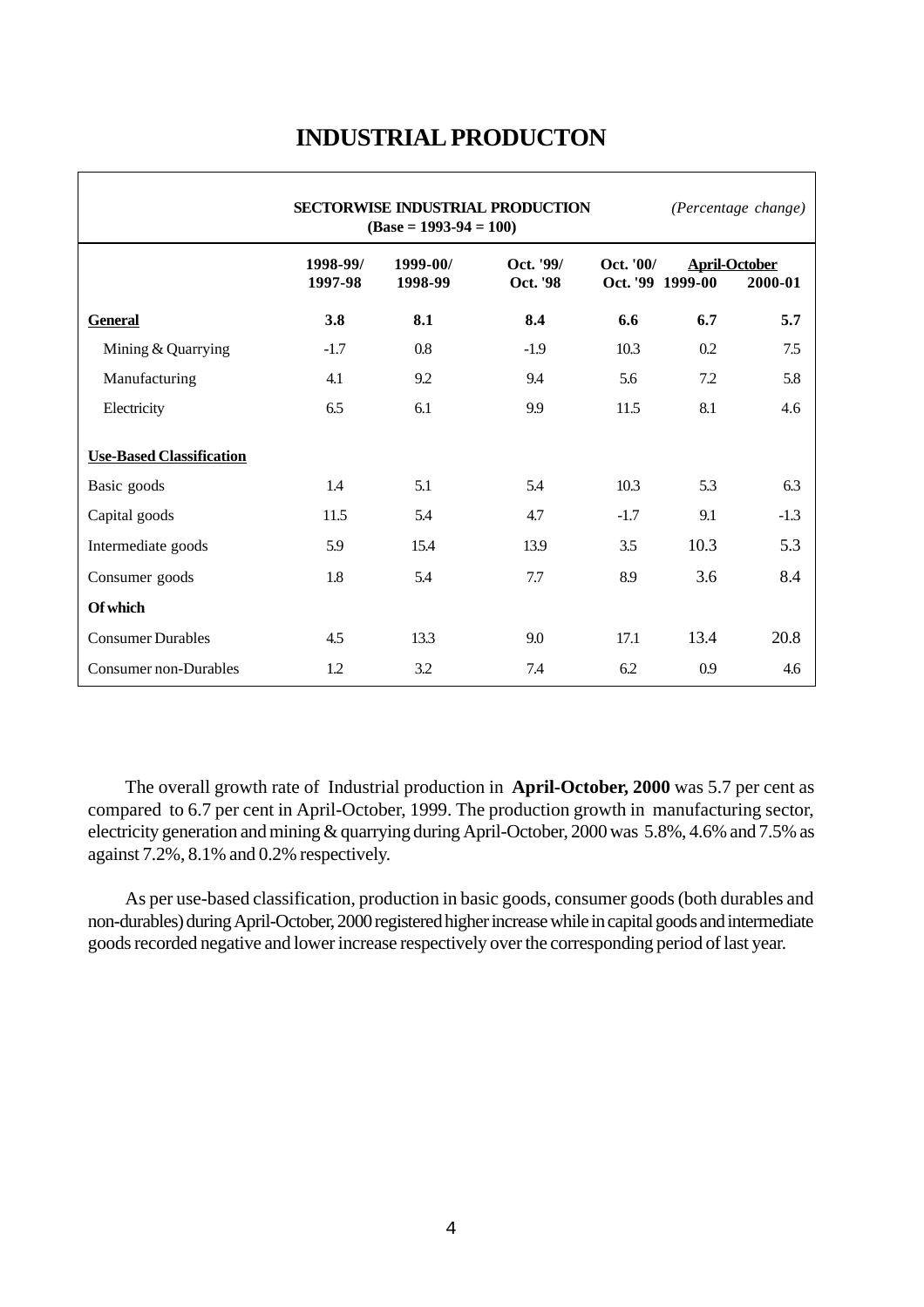# INDUSTRIAL PRODUCTON

| | SECTORWISE INDUSTRIAL PRODUCTION (Base = 1993-94 = 100) | | | | | *(Percentage change)* |
|---|---|---|---|---|---|---|
| | **1998-99/ 1997-98** | **1999-00/ 1998-99** | **Oct. '99/ Oct. '98** | **Oct. '00/ Oct. '99** | **April-October 1999-00** | **April-October 2000-01** |
| **General** | **3.8** | **8.1** | **8.4** | **6.6** | **6.7** | **5.7** |
| Mining & Quarrying | -1.7 | 0.8 | -1.9 | 10.3 | 0.2 | 7.5 |
| Manufacturing | 4.1 | 9.2 | 9.4 | 5.6 | 7.2 | 5.8 |
| Electricity | 6.5 | 6.1 | 9.9 | 11.5 | 8.1 | 4.6 |
| **Use-Based Classification** | | | | | | |
| Basic goods | 1.4 | 5.1 | 5.4 | 10.3 | 5.3 | 6.3 |
| Capital goods | 11.5 | 5.4 | 4.7 | -1.7 | 9.1 | -1.3 |
| Intermediate goods | 5.9 | 15.4 | 13.9 | 3.5 | 10.3 | 5.3 |
| Consumer goods | 1.8 | 5.4 | 7.7 | 8.9 | 3.6 | 8.4 |
| **Of which** | | | | | | |
| Consumer Durables | 4.5 | 13.3 | 9.0 | 17.1 | 13.4 | 20.8 |
| Consumer non-Durables | 1.2 | 3.2 | 7.4 | 6.2 | 0.9 | 4.6 |

The overall growth rate of Industrial production in **April-October, 2000** was 5.7 per cent as compared to 6.7 per cent in April-October, 1999. The production growth in manufacturing sector, electricity generation and mining & quarrying during April-October, 2000 was 5.8%, 4.6% and 7.5% as against 7.2%, 8.1% and 0.2% respectively.

As per use-based classification, production in basic goods, consumer goods (both durables and non-durables) during April-October, 2000 registered higher increase while in capital goods and intermediate goods recorded negative and lower increase respectively over the corresponding period of last year.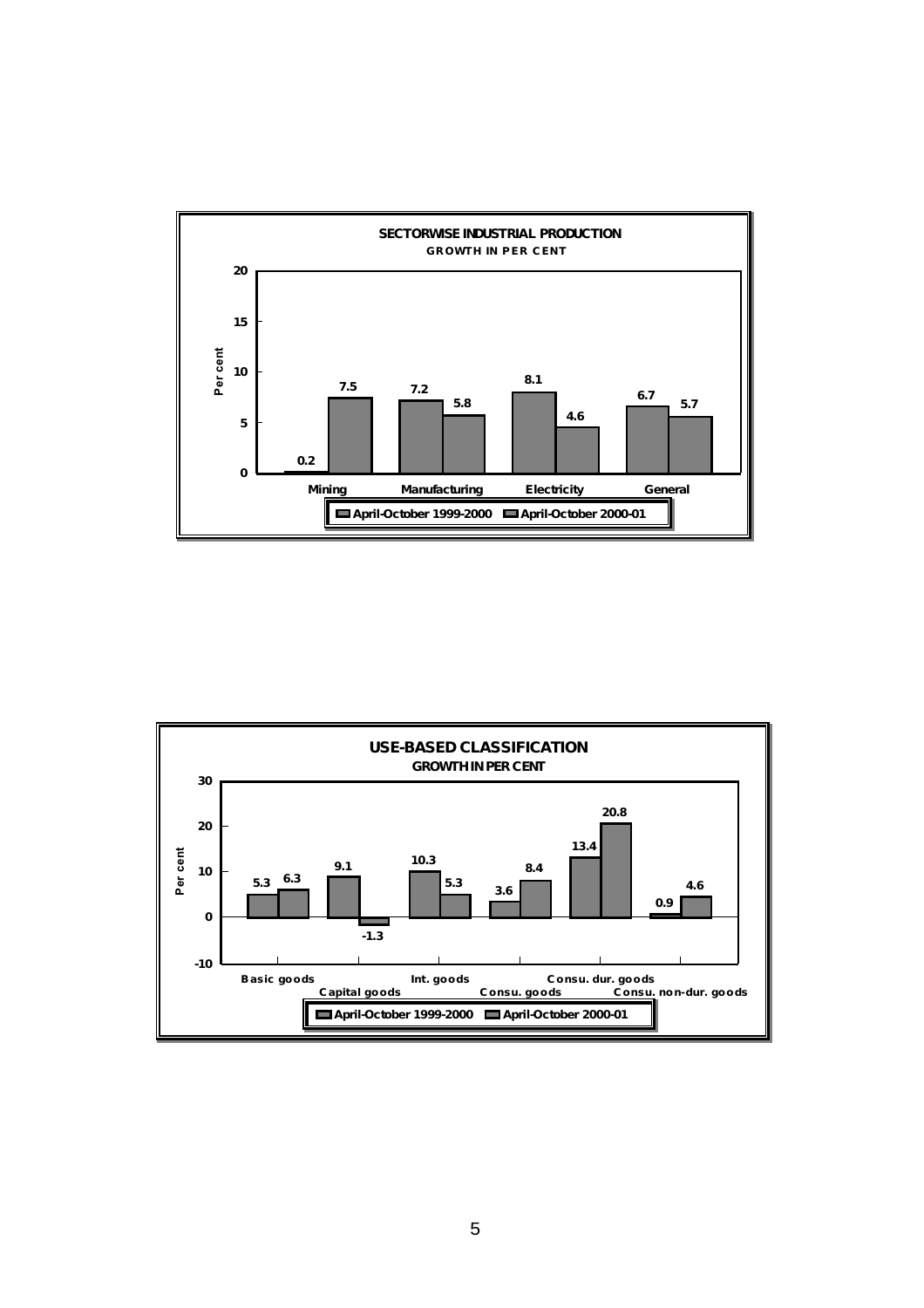**SECTORWISE INDUSTRIAL PRODUCTION**
**GROWTH IN PER CENT**

| Sector | April-October 1999-2000 | April-October 2000-01 |
| --- | --- | --- |
| Mining | 0.2 | 7.5 |
| Manufacturing | 7.2 | 5.8 |
| Electricity | 8.1 | 4.6 |
| General | 6.7 | 5.7 |

**USE-BASED CLASSIFICATION**
**GROWTH IN PER CENT**

| Category | April-October 1999-2000 | April-October 2000-01 |
| --- | --- | --- |
| Basic goods | 5.3 | 6.3 |
| Capital goods | 9.1 | -1.3 |
| Int. goods | 10.3 | 5.3 |
| Consu. goods | 3.6 | 8.4 |
| Consu. dur. goods | 13.4 | 20.8 |
| Consu. non-dur. goods | 0.9 | 4.6 |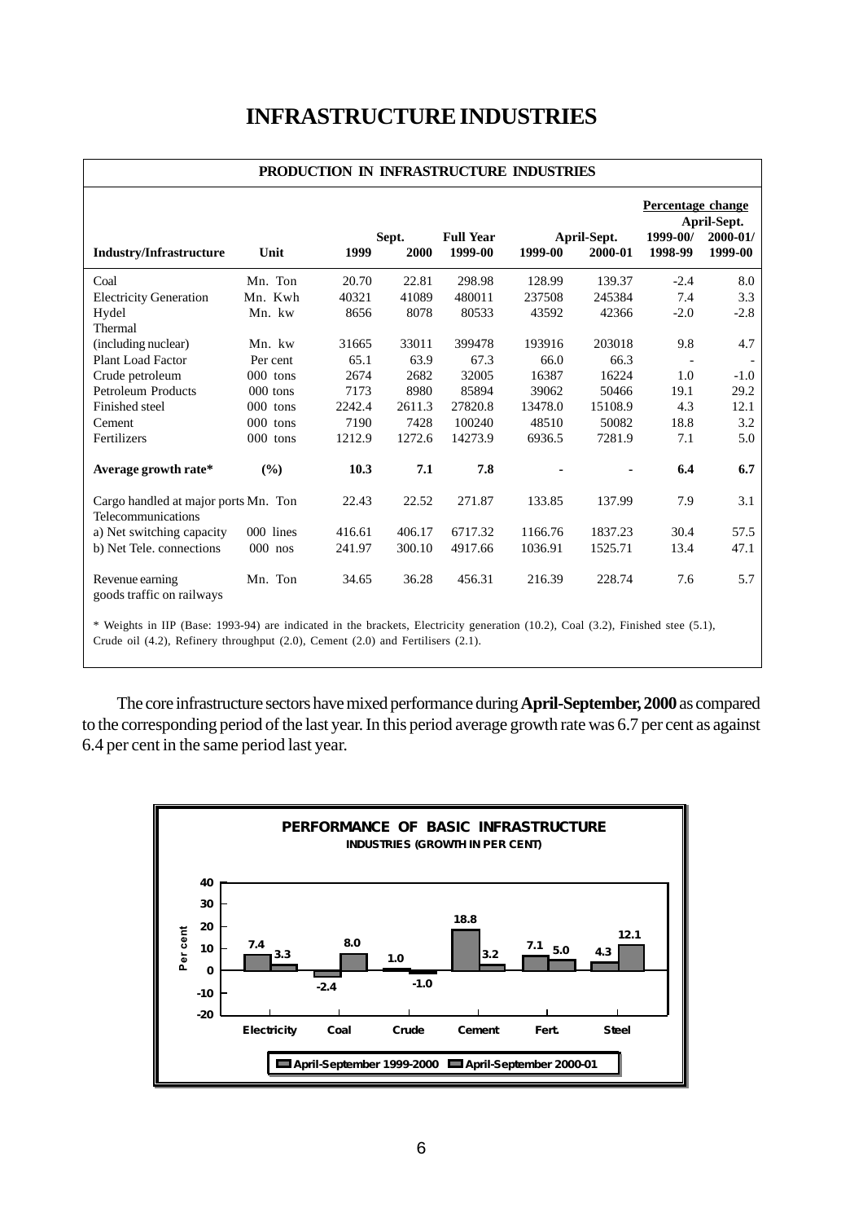# INFRASTRUCTURE INDUSTRIES

**PRODUCTION IN INFRASTRUCTURE INDUSTRIES**

| Industry/Infrastructure | Unit | Sept. 1999 | Sept. 2000 | Full Year 1999-00 | April-Sept. 1999-00 | April-Sept. 2000-01 | Percentage change April-Sept. 1999-00/ 1998-99 | Percentage change April-Sept. 2000-01/ 1999-00 |
|---|---|---|---|---|---|---|---|---|
| Coal | Mn. Ton | 20.70 | 22.81 | 298.98 | 128.99 | 139.37 | -2.4 | 8.0 |
| Electricity Generation | Mn. Kwh | 40321 | 41089 | 480011 | 237508 | 245384 | 7.4 | 3.3 |
| Hydel | Mn. kw | 8656 | 8078 | 80533 | 43592 | 42366 | -2.0 | -2.8 |
| Thermal (including nuclear) | Mn. kw | 31665 | 33011 | 399478 | 193916 | 203018 | 9.8 | 4.7 |
| Plant Load Factor | Per cent | 65.1 | 63.9 | 67.3 | 66.0 | 66.3 | - | - |
| Crude petroleum | 000 tons | 2674 | 2682 | 32005 | 16387 | 16224 | 1.0 | -1.0 |
| Petroleum Products | 000 tons | 7173 | 8980 | 85894 | 39062 | 50466 | 19.1 | 29.2 |
| Finished steel | 000 tons | 2242.4 | 2611.3 | 27820.8 | 13478.0 | 15108.9 | 4.3 | 12.1 |
| Cement | 000 tons | 7190 | 7428 | 100240 | 48510 | 50082 | 18.8 | 3.2 |
| Fertilizers | 000 tons | 1212.9 | 1272.6 | 14273.9 | 6936.5 | 7281.9 | 7.1 | 5.0 |
| **Average growth rate*** | **(%)** | **10.3** | **7.1** | **7.8** | **-** | **-** | **6.4** | **6.7** |
| Cargo handled at major ports | Mn. Ton | 22.43 | 22.52 | 271.87 | 133.85 | 137.99 | 7.9 | 3.1 |
| Telecommunications | | | | | | | | |
| a) Net switching capacity | 000 lines | 416.61 | 406.17 | 6717.32 | 1166.76 | 1837.23 | 30.4 | 57.5 |
| b) Net Tele. connections | 000 nos | 241.97 | 300.10 | 4917.66 | 1036.91 | 1525.71 | 13.4 | 47.1 |
| Revenue earning goods traffic on railways | Mn. Ton | 34.65 | 36.28 | 456.31 | 216.39 | 228.74 | 7.6 | 5.7 |

* Weights in IIP (Base: 1993-94) are indicated in the brackets, Electricity generation (10.2), Coal (3.2), Finished stee (5.1), Crude oil (4.2), Refinery throughput (2.0), Cement (2.0) and Fertilisers (2.1).

The core infrastructure sectors have mixed performance during **April-September, 2000** as compared to the corresponding period of the last year. In this period average growth rate was 6.7 per cent as against 6.4 per cent in the same period last year.

**PERFORMANCE OF BASIC INFRASTRUCTURE INDUSTRIES (GROWTH IN PER CENT)**

| | April-September 1999-2000 | April-September 2000-01 |
|---|---|---|
| Electricity | 7.4 | 3.3 |
| Coal | -2.4 | 8.0 |
| Crude | 1.0 | -1.0 |
| Cement | 18.8 | 3.2 |
| Fert. | 7.1 | 5.0 |
| Steel | 4.3 | 12.1 |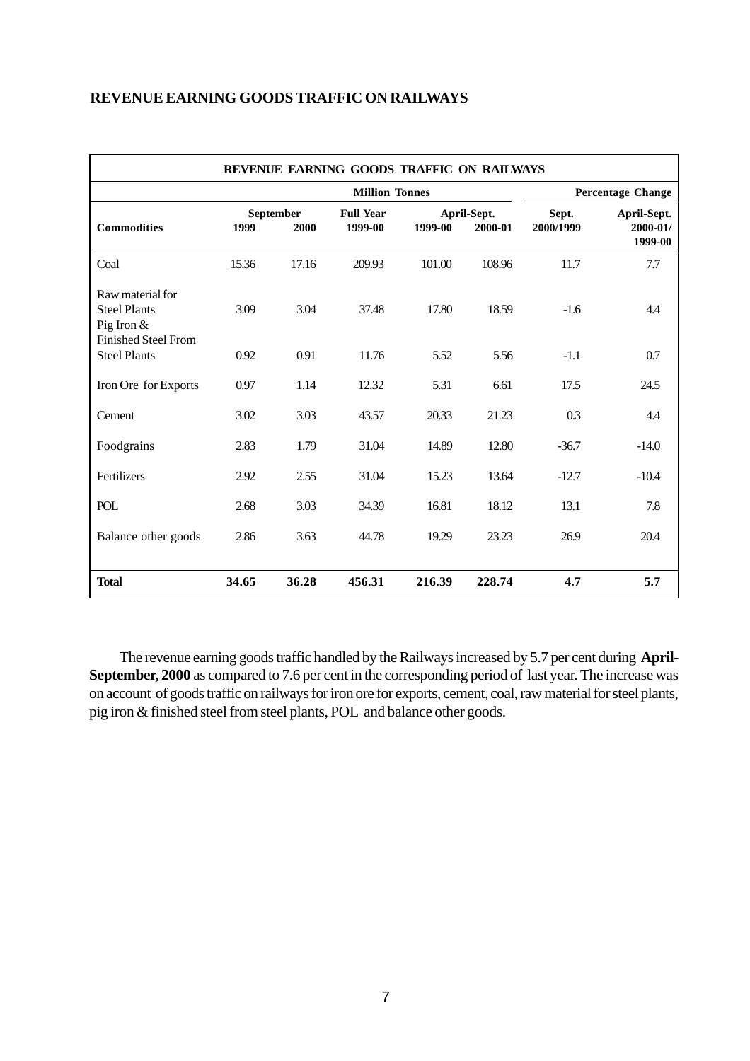## REVENUE EARNING GOODS TRAFFIC ON RAILWAYS

| REVENUE EARNING GOODS TRAFFIC ON RAILWAYS | | | | | | | |
|---|---|---|---|---|---|---|---|
| | Million Tonnes | | | | | Percentage Change | |
| **Commodities** | **September 1999** | **September 2000** | **Full Year 1999-00** | **April-Sept. 1999-00** | **April-Sept. 2000-01** | **Sept. 2000/1999** | **April-Sept. 2000-01/ 1999-00** |
| Coal | 15.36 | 17.16 | 209.93 | 101.00 | 108.96 | 11.7 | 7.7 |
| Raw material for Steel Plants | 3.09 | 3.04 | 37.48 | 17.80 | 18.59 | -1.6 | 4.4 |
| Pig Iron & Finished Steel From Steel Plants | 0.92 | 0.91 | 11.76 | 5.52 | 5.56 | -1.1 | 0.7 |
| Iron Ore for Exports | 0.97 | 1.14 | 12.32 | 5.31 | 6.61 | 17.5 | 24.5 |
| Cement | 3.02 | 3.03 | 43.57 | 20.33 | 21.23 | 0.3 | 4.4 |
| Foodgrains | 2.83 | 1.79 | 31.04 | 14.89 | 12.80 | -36.7 | -14.0 |
| Fertilizers | 2.92 | 2.55 | 31.04 | 15.23 | 13.64 | -12.7 | -10.4 |
| POL | 2.68 | 3.03 | 34.39 | 16.81 | 18.12 | 13.1 | 7.8 |
| Balance other goods | 2.86 | 3.63 | 44.78 | 19.29 | 23.23 | 26.9 | 20.4 |
| **Total** | **34.65** | **36.28** | **456.31** | **216.39** | **228.74** | **4.7** | **5.7** |

The revenue earning goods traffic handled by the Railways increased by 5.7 per cent during **April-September, 2000** as compared to 7.6 per cent in the corresponding period of last year. The increase was on account of goods traffic on railways for iron ore for exports, cement, coal, raw material for steel plants, pig iron & finished steel from steel plants, POL and balance other goods.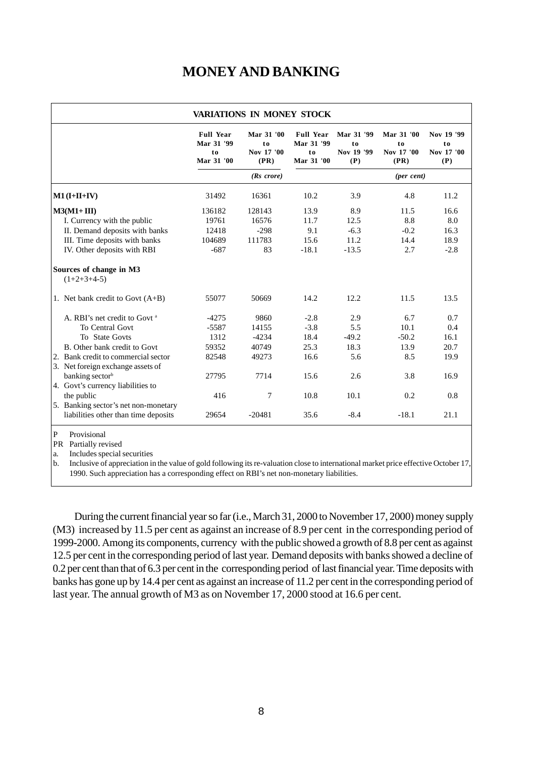# MONEY AND BANKING

| VARIATIONS IN MONEY STOCK | | | | | | |
|---|---|---|---|---|---|---|
| | Full Year Mar 31 '99 to Mar 31 '00 | Mar 31 '00 to Nov 17 '00 (PR) | Full Year Mar 31 '99 to Mar 31 '00 | Mar 31 '99 to Nov 19 '99 (P) | Mar 31 '00 to Nov 17 '00 (PR) | Nov 19 '99 to Nov 17 '00 (P) |
| | | *(Rs crore)* | | | *(per cent)* | |
| **M1 (I+II+IV)** | 31492 | 16361 | 10.2 | 3.9 | 4.8 | 11.2 |
| **M3(M1+ III)** | 136182 | 128143 | 13.9 | 8.9 | 11.5 | 16.6 |
| I. Currency with the public | 19761 | 16576 | 11.7 | 12.5 | 8.8 | 8.0 |
| II. Demand deposits with banks | 12418 | -298 | 9.1 | -6.3 | -0.2 | 16.3 |
| III. Time deposits with banks | 104689 | 111783 | 15.6 | 11.2 | 14.4 | 18.9 |
| IV. Other deposits with RBI | -687 | 83 | -18.1 | -13.5 | 2.7 | -2.8 |
| **Sources of change in M3** (1+2+3+4-5) | | | | | | |
| 1. Net bank credit to Govt (A+B) | 55077 | 50669 | 14.2 | 12.2 | 11.5 | 13.5 |
| A. RBI's net credit to Govt [a] | -4275 | 9860 | -2.8 | 2.9 | 6.7 | 0.7 |
| To Central Govt | -5587 | 14155 | -3.8 | 5.5 | 10.1 | 0.4 |
| To State Govts | 1312 | -4234 | 18.4 | -49.2 | -50.2 | 16.1 |
| B. Other bank credit to Govt | 59352 | 40749 | 25.3 | 18.3 | 13.9 | 20.7 |
| 2. Bank credit to commercial sector | 82548 | 49273 | 16.6 | 5.6 | 8.5 | 19.9 |
| 3. Net foreign exchange assets of banking sector[b] | 27795 | 7714 | 15.6 | 2.6 | 3.8 | 16.9 |
| 4. Govt's currency liabilities to the public | 416 | 7 | 10.8 | 10.1 | 0.2 | 0.8 |
| 5. Banking sector's net non-monetary liabilities other than time deposits | 29654 | -20481 | 35.6 | -8.4 | -18.1 | 21.1 |

P Provisional

PR Partially revised

a. Includes special securities

b. Inclusive of appreciation in the value of gold following its re-valuation close to international market price effective October 17, 1990. Such appreciation has a corresponding effect on RBI's net non-monetary liabilities.

During the current financial year so far (i.e., March 31, 2000 to November 17, 2000) money supply (M3) increased by 11.5 per cent as against an increase of 8.9 per cent in the corresponding period of 1999-2000. Among its components, currency with the public showed a growth of 8.8 per cent as against 12.5 per cent in the corresponding period of last year. Demand deposits with banks showed a decline of 0.2 per cent than that of 6.3 per cent in the corresponding period of last financial year. Time deposits with banks has gone up by 14.4 per cent as against an increase of 11.2 per cent in the corresponding period of last year. The annual growth of M3 as on November 17, 2000 stood at 16.6 per cent.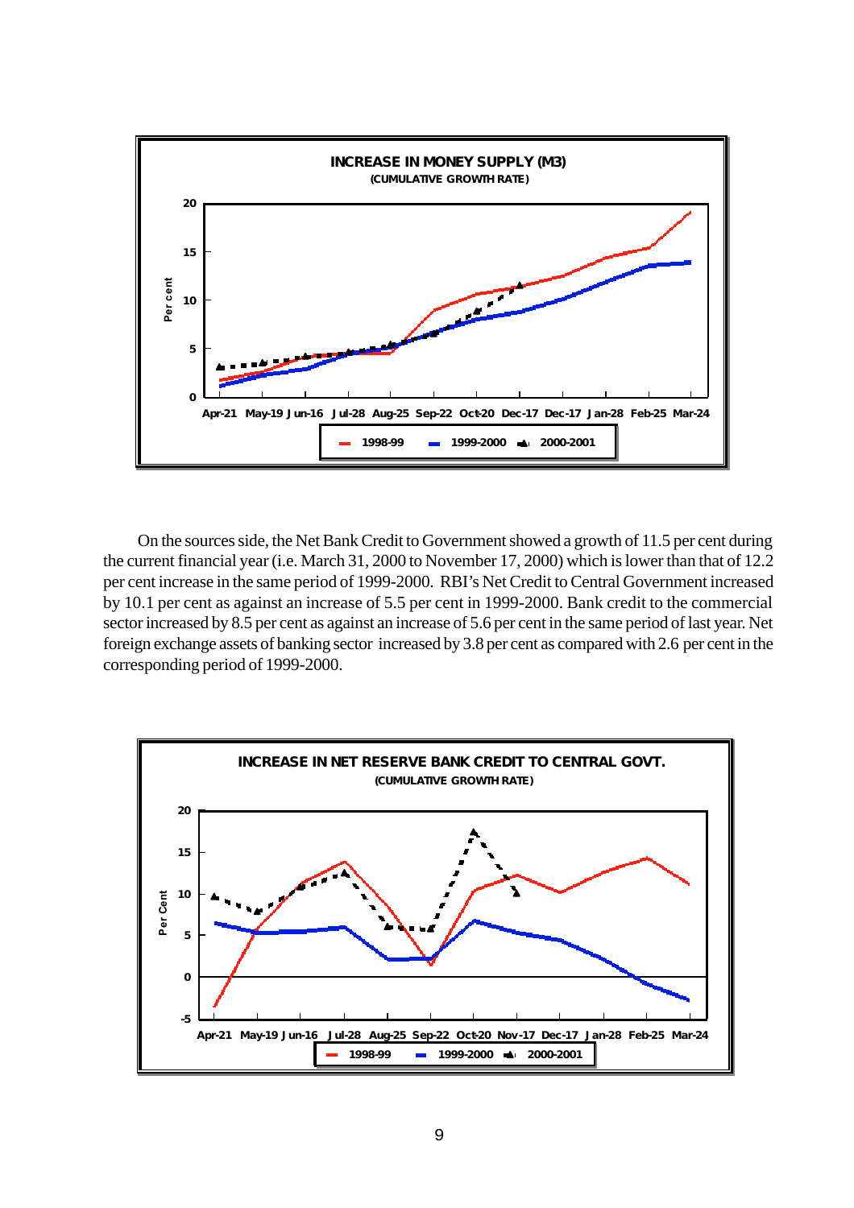**INCREASE IN MONEY SUPPLY (M3)**
**(CUMULATIVE GROWTH RATE)**

On the sources side, the Net Bank Credit to Government showed a growth of 11.5 per cent during the current financial year (i.e. March 31, 2000 to November 17, 2000) which is lower than that of 12.2 per cent increase in the same period of 1999-2000. RBI's Net Credit to Central Government increased by 10.1 per cent as against an increase of 5.5 per cent in 1999-2000. Bank credit to the commercial sector increased by 8.5 per cent as against an increase of 5.6 per cent in the same period of last year. Net foreign exchange assets of banking sector increased by 3.8 per cent as compared with 2.6 per cent in the corresponding period of 1999-2000.

**INCREASE IN NET RESERVE BANK CREDIT TO CENTRAL GOVT.**
**(CUMULATIVE GROWTH RATE)**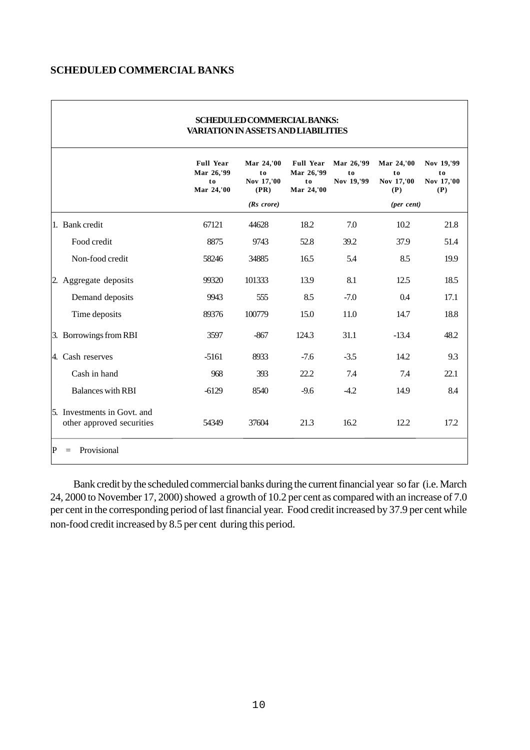## SCHEDULED COMMERCIAL BANKS

| SCHEDULED COMMERCIAL BANKS: VARIATION IN ASSETS AND LIABILITIES | | | | | | |
|---|---|---|---|---|---|---|
| | Full Year Mar 26,'99 to Mar 24,'00 | Mar 24,'00 to Nov 17,'00 (PR) | Full Year Mar 26,'99 to Mar 24,'00 | Mar 26,'99 to Nov 19,'99 | Mar 24,'00 to Nov 17,'00 (P) | Nov 19,'99 to Nov 17,'00 (P) |
| | | *(Rs crore)* | | | *(per cent)* | |
| 1. Bank credit | 67121 | 44628 | 18.2 | 7.0 | 10.2 | 21.8 |
| Food credit | 8875 | 9743 | 52.8 | 39.2 | 37.9 | 51.4 |
| Non-food credit | 58246 | 34885 | 16.5 | 5.4 | 8.5 | 19.9 |
| 2. Aggregate deposits | 99320 | 101333 | 13.9 | 8.1 | 12.5 | 18.5 |
| Demand deposits | 9943 | 555 | 8.5 | -7.0 | 0.4 | 17.1 |
| Time deposits | 89376 | 100779 | 15.0 | 11.0 | 14.7 | 18.8 |
| 3. Borrowings from RBI | 3597 | -867 | 124.3 | 31.1 | -13.4 | 48.2 |
| 4. Cash reserves | -5161 | 8933 | -7.6 | -3.5 | 14.2 | 9.3 |
| Cash in hand | 968 | 393 | 22.2 | 7.4 | 7.4 | 22.1 |
| Balances with RBI | -6129 | 8540 | -9.6 | -4.2 | 14.9 | 8.4 |
| 5. Investments in Govt. and other approved securities | 54349 | 37604 | 21.3 | 16.2 | 12.2 | 17.2 |

P = Provisional

Bank credit by the scheduled commercial banks during the current financial year so far (i.e. March 24, 2000 to November 17, 2000) showed a growth of 10.2 per cent as compared with an increase of 7.0 per cent in the corresponding period of last financial year. Food credit increased by 37.9 per cent while non-food credit increased by 8.5 per cent during this period.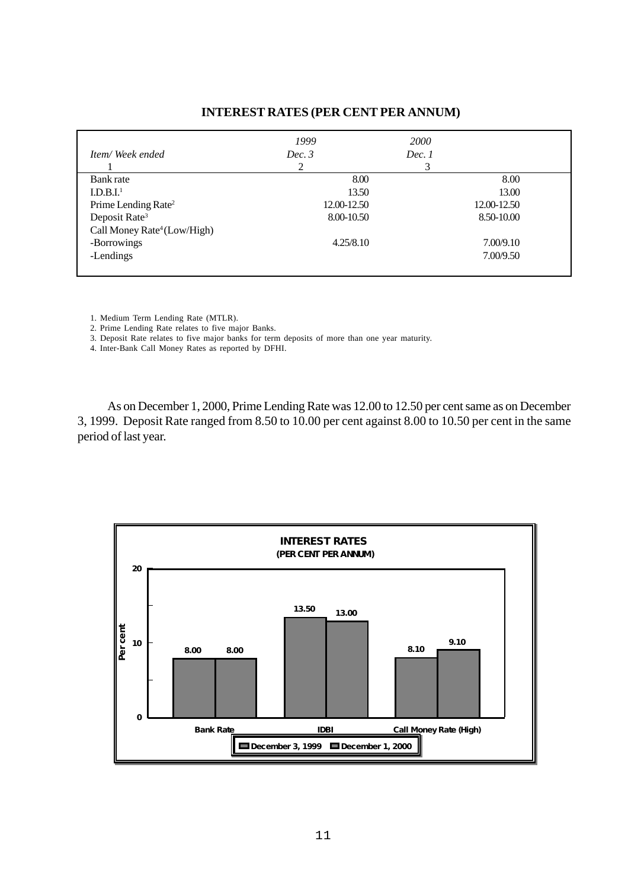## INTEREST RATES (PER CENT PER ANNUM)

| *Item/ Week ended* | *1999* *Dec. 3* | *2000* *Dec. 1* |
|---|---|---|
| 1 | 2 | 3 |
| Bank rate | 8.00 | 8.00 |
| I.D.B.I.[1] | 13.50 | 13.00 |
| Prime Lending Rate[2] | 12.00-12.50 | 12.00-12.50 |
| Deposit Rate[3] | 8.00-10.50 | 8.50-10.00 |
| Call Money Rate[4] (Low/High) | | |
| -Borrowings | 4.25/8.10 | 7.00/9.10 |
| -Lendings | | 7.00/9.50 |

1. Medium Term Lending Rate (MTLR).
2. Prime Lending Rate relates to five major Banks.
3. Deposit Rate relates to five major banks for term deposits of more than one year maturity.
4. Inter-Bank Call Money Rates as reported by DFHI.

As on December 1, 2000, Prime Lending Rate was 12.00 to 12.50 per cent same as on December 3, 1999. Deposit Rate ranged from 8.50 to 10.00 per cent against 8.00 to 10.50 per cent in the same period of last year.

**INTEREST RATES**
**(PER CENT PER ANNUM)**

| | December 3, 1999 | December 1, 2000 |
|---|---|---|
| Bank Rate | 8.00 | 8.00 |
| IDBI | 13.50 | 13.00 |
| Call Money Rate (High) | 8.10 | 9.10 |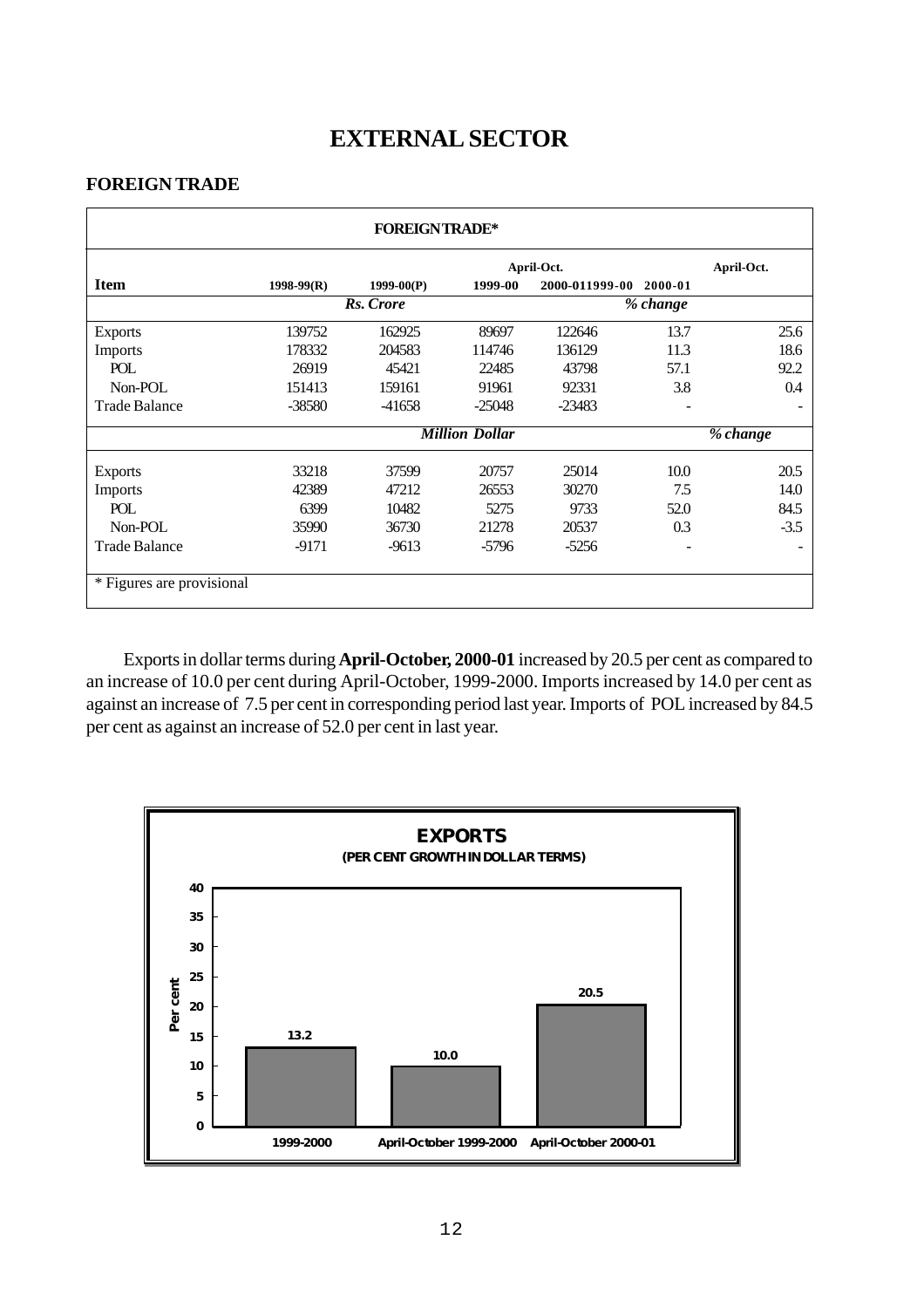# EXTERNAL SECTOR

## FOREIGN TRADE

| FOREIGN TRADE* | | | | | | |
|---|---|---|---|---|---|---|
| | | | April-Oct. | | April-Oct. | |
| **Item** | **1998-99(R)** | **1999-00(P)** | **1999-00** | **2000-01** | **1999-00** | **2000-01** |
| | | ***Rs. Crore*** | | | ***% change*** | |
| Exports | 139752 | 162925 | 89697 | 122646 | 13.7 | 25.6 |
| Imports | 178332 | 204583 | 114746 | 136129 | 11.3 | 18.6 |
| POL | 26919 | 45421 | 22485 | 43798 | 57.1 | 92.2 |
| Non-POL | 151413 | 159161 | 91961 | 92331 | 3.8 | 0.4 |
| Trade Balance | -38580 | -41658 | -25048 | -23483 | - | - |
| | | | ***Million Dollar*** | | | ***% change*** |
| Exports | 33218 | 37599 | 20757 | 25014 | 10.0 | 20.5 |
| Imports | 42389 | 47212 | 26553 | 30270 | 7.5 | 14.0 |
| POL | 6399 | 10482 | 5275 | 9733 | 52.0 | 84.5 |
| Non-POL | 35990 | 36730 | 21278 | 20537 | 0.3 | -3.5 |
| Trade Balance | -9171 | -9613 | -5796 | -5256 | - | - |

\* Figures are provisional

Exports in dollar terms during **April-October, 2000-01** increased by 20.5 per cent as compared to an increase of 10.0 per cent during April-October, 1999-2000. Imports increased by 14.0 per cent as against an increase of 7.5 per cent in corresponding period last year. Imports of POL increased by 84.5 per cent as against an increase of 52.0 per cent in last year.

**EXPORTS**
**(PER CENT GROWTH IN DOLLAR TERMS)**

| Period | Per cent |
|---|---|
| 1999-2000 | 13.2 |
| April-October 1999-2000 | 10.0 |
| April-October 2000-01 | 20.5 |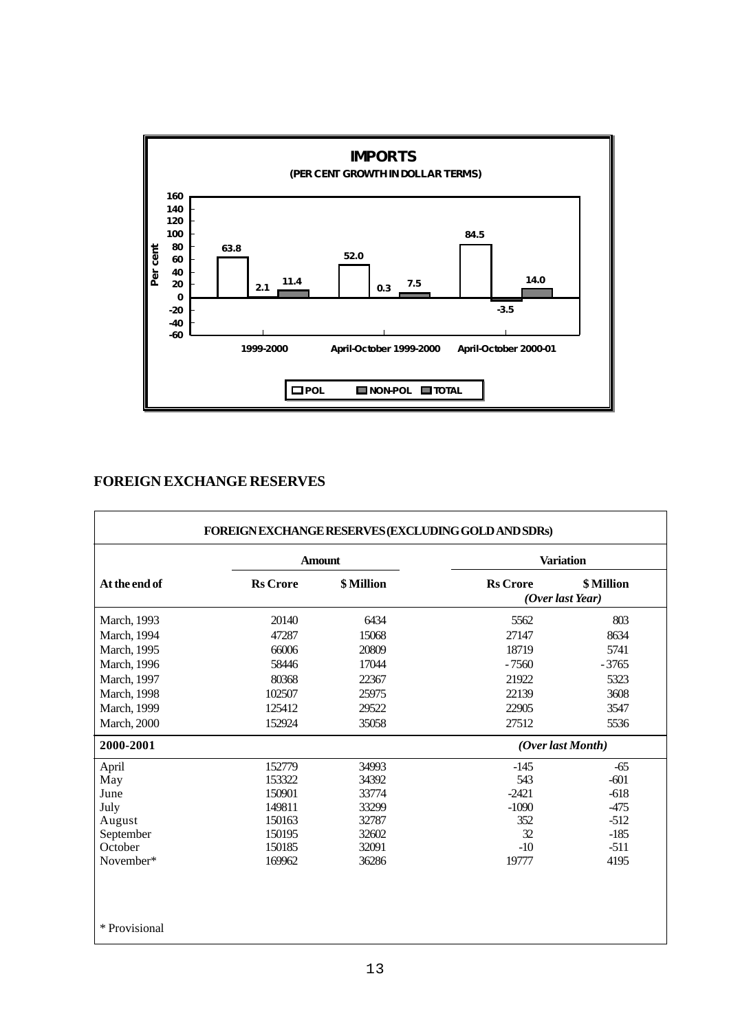**IMPORTS**

**(PER CENT GROWTH IN DOLLAR TERMS)**

| | POL | NON-POL | TOTAL |
|---|---|---|---|
| 1999-2000 | 63.8 | 2.1 | 11.4 |
| April-October 1999-2000 | 52.0 | 0.3 | 7.5 |
| April-October 2000-01 | 84.5 | -3.5 | 14.0 |

## FOREIGN EXCHANGE RESERVES

**FOREIGN EXCHANGE RESERVES (EXCLUDING GOLD AND SDRs)**

| At the end of | Amount | | Variation | |
|---|---|---|---|---|
| | Rs Crore | $ Million | Rs Crore | $ Million |
| | | | *(Over last Year)* | |
| March, 1993 | 20140 | 6434 | 5562 | 803 |
| March, 1994 | 47287 | 15068 | 27147 | 8634 |
| March, 1995 | 66006 | 20809 | 18719 | 5741 |
| March, 1996 | 58446 | 17044 | -7560 | -3765 |
| March, 1997 | 80368 | 22367 | 21922 | 5323 |
| March, 1998 | 102507 | 25975 | 22139 | 3608 |
| March, 1999 | 125412 | 29522 | 22905 | 3547 |
| March, 2000 | 152924 | 35058 | 27512 | 5536 |
| **2000-2001** | | | *(Over last Month)* | |
| April | 152779 | 34993 | -145 | -65 |
| May | 153322 | 34392 | 543 | -601 |
| June | 150901 | 33774 | -2421 | -618 |
| July | 149811 | 33299 | -1090 | -475 |
| August | 150163 | 32787 | 352 | -512 |
| September | 150195 | 32602 | 32 | -185 |
| October | 150185 | 32091 | -10 | -511 |
| November* | 169962 | 36286 | 19777 | 4195 |

\* Provisional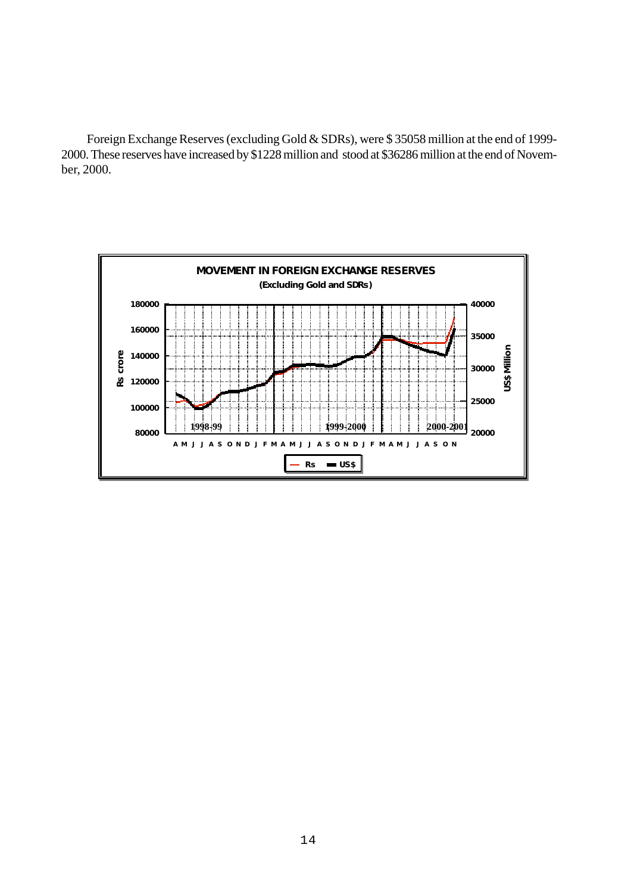Foreign Exchange Reserves (excluding Gold & SDRs), were $ 35058 million at the end of 1999-2000. These reserves have increased by $1228 million and stood at $36286 million at the end of November, 2000.

**MOVEMENT IN FOREIGN EXCHANGE RESERVES**
**(Excluding Gold and SDRs)**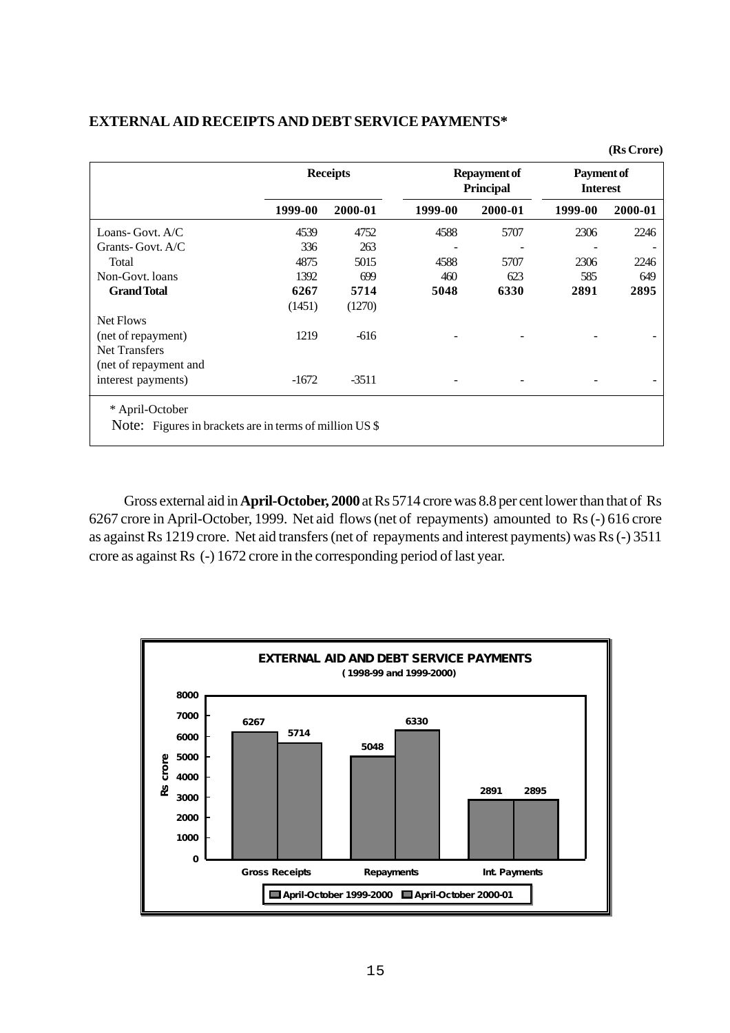## EXTERNAL AID RECEIPTS AND DEBT SERVICE PAYMENTS*

(Rs Crore)

| | Receipts | | Repayment of Principal | | Payment of Interest | |
|---|---|---|---|---|---|---|
| | 1999-00 | 2000-01 | 1999-00 | 2000-01 | 1999-00 | 2000-01 |
| Loans- Govt. A/C | 4539 | 4752 | 4588 | 5707 | 2306 | 2246 |
| Grants- Govt. A/C | 336 | 263 | - | - | - | - |
| Total | 4875 | 5015 | 4588 | 5707 | 2306 | 2246 |
| Non-Govt. loans | 1392 | 699 | 460 | 623 | 585 | 649 |
| **Grand Total** | **6267** | **5714** | **5048** | **6330** | **2891** | **2895** |
| | (1451) | (1270) | | | | |
| Net Flows (net of repayment) | 1219 | -616 | - | - | - | - |
| Net Transfers (net of repayment and interest payments) | -1672 | -3511 | - | - | - | - |

\* April-October

Note: Figures in brackets are in terms of million US $

Gross external aid in **April-October, 2000** at Rs 5714 crore was 8.8 per cent lower than that of Rs 6267 crore in April-October, 1999. Net aid flows (net of repayments) amounted to Rs (-) 616 crore as against Rs 1219 crore. Net aid transfers (net of repayments and interest payments) was Rs (-) 3511 crore as against Rs (-) 1672 crore in the corresponding period of last year.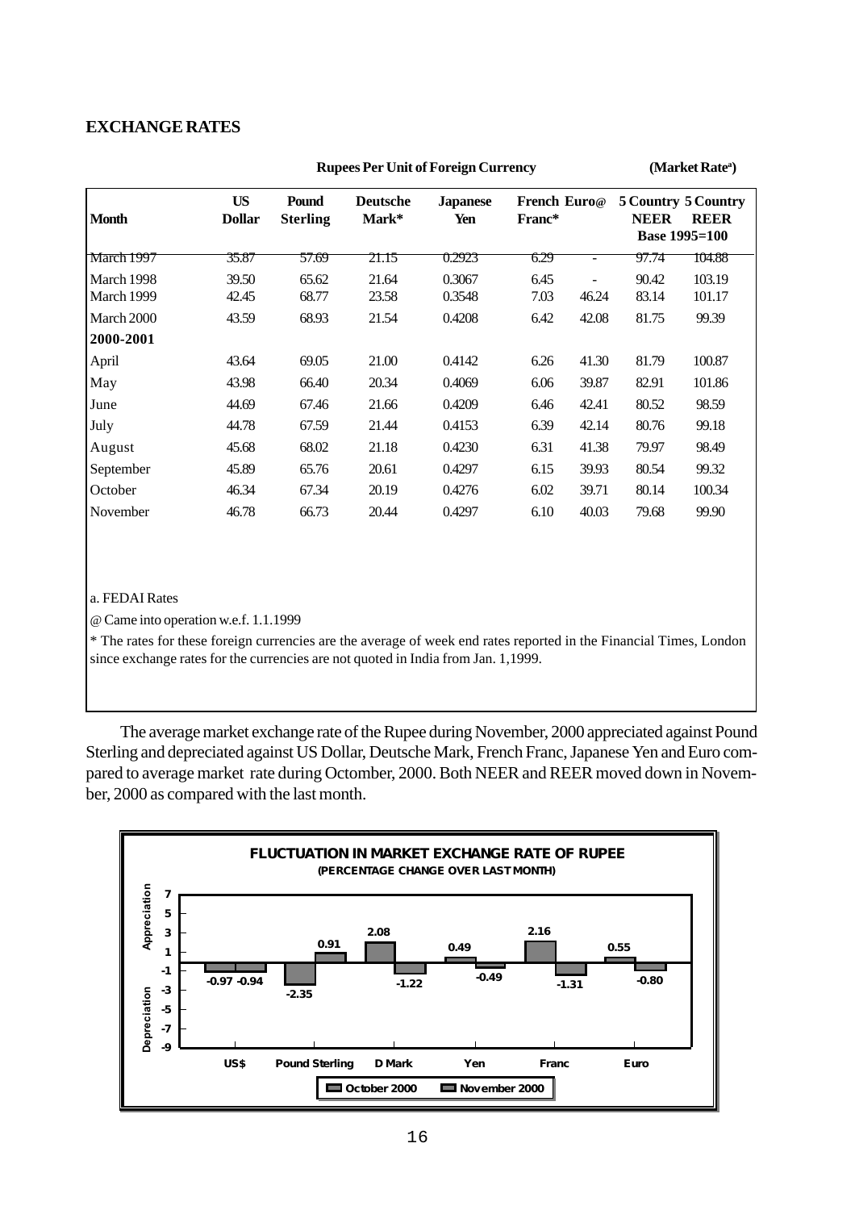## EXCHANGE RATES

| Month | US Dollar | Pound Sterling | Deutsche Mark* | Japanese Yen | French Franc* | Euro@ | 5 Country NEER | 5 Country REER |
|---|---|---|---|---|---|---|---|---|
| | Rupees Per Unit of Foreign Currency | | | | | | (Market Rate[a]) Base 1995=100 | |
| March 1997 | 35.87 | 57.69 | 21.15 | 0.2923 | 6.29 | - | 97.74 | 104.88 |
| March 1998 | 39.50 | 65.62 | 21.64 | 0.3067 | 6.45 | - | 90.42 | 103.19 |
| March 1999 | 42.45 | 68.77 | 23.58 | 0.3548 | 7.03 | 46.24 | 83.14 | 101.17 |
| March 2000 | 43.59 | 68.93 | 21.54 | 0.4208 | 6.42 | 42.08 | 81.75 | 99.39 |
| **2000-2001** | | | | | | | | |
| April | 43.64 | 69.05 | 21.00 | 0.4142 | 6.26 | 41.30 | 81.79 | 100.87 |
| May | 43.98 | 66.40 | 20.34 | 0.4069 | 6.06 | 39.87 | 82.91 | 101.86 |
| June | 44.69 | 67.46 | 21.66 | 0.4209 | 6.46 | 42.41 | 80.52 | 98.59 |
| July | 44.78 | 67.59 | 21.44 | 0.4153 | 6.39 | 42.14 | 80.76 | 99.18 |
| August | 45.68 | 68.02 | 21.18 | 0.4230 | 6.31 | 41.38 | 79.97 | 98.49 |
| September | 45.89 | 65.76 | 20.61 | 0.4297 | 6.15 | 39.93 | 80.54 | 99.32 |
| October | 46.34 | 67.34 | 20.19 | 0.4276 | 6.02 | 39.71 | 80.14 | 100.34 |
| November | 46.78 | 66.73 | 20.44 | 0.4297 | 6.10 | 40.03 | 79.68 | 99.90 |

a. FEDAI Rates

@ Came into operation w.e.f. 1.1.1999

* The rates for these foreign currencies are the average of week end rates reported in the Financial Times, London since exchange rates for the currencies are not quoted in India from Jan. 1,1999.

The average market exchange rate of the Rupee during November, 2000 appreciated against Pound Sterling and depreciated against US Dollar, Deutsche Mark, French Franc, Japanese Yen and Euro compared to average market rate during Octomber, 2000. Both NEER and REER moved down in November, 2000 as compared with the last month.

**FLUCTUATION IN MARKET EXCHANGE RATE OF RUPEE**
**(PERCENTAGE CHANGE OVER LAST MONTH)**

| Currency | October 2000 | November 2000 |
|---|---|---|
| US$ | -0.97 | -0.94 |
| Pound Sterling | -2.35 | 0.91 |
| D Mark | 2.08 | -1.22 |
| Yen | 0.49 | -0.49 |
| Franc | 2.16 | -1.31 |
| Euro | 0.55 | -0.80 |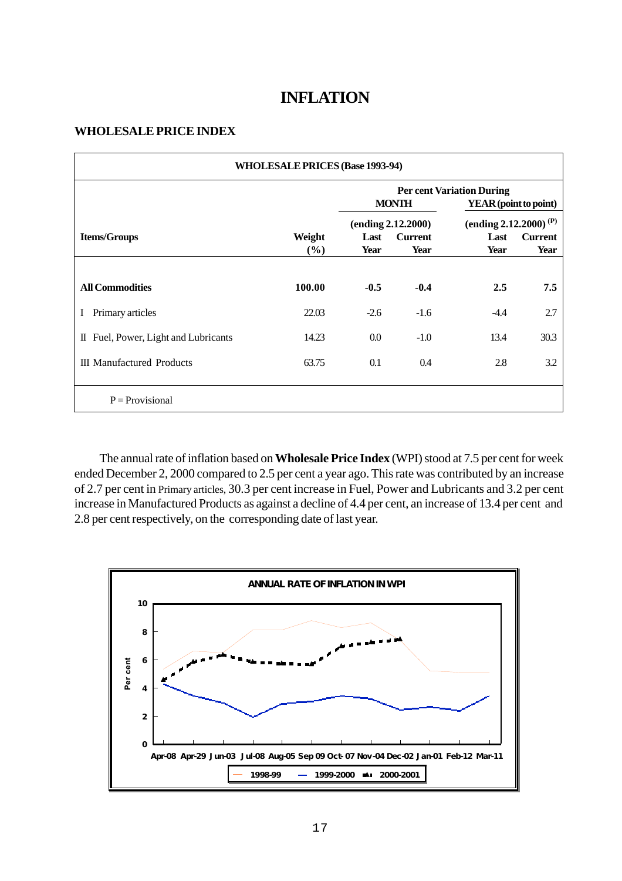# INFLATION

## WHOLESALE PRICE INDEX

| WHOLESALE PRICES (Base 1993-94) | | | | | |
|---|---|---|---|---|---|
| | | Per cent Variation During | | | |
| | | MONTH | | YEAR (point to point) | |
| | | (ending 2.12.2000) | | (ending 2.12.2000) (P) | |
| Items/Groups | Weight (%) | Last Year | Current Year | Last Year | Current Year |
| **All Commodities** | **100.00** | **-0.5** | **-0.4** | **2.5** | **7.5** |
| I Primary articles | 22.03 | -2.6 | -1.6 | -4.4 | 2.7 |
| II Fuel, Power, Light and Lubricants | 14.23 | 0.0 | -1.0 | 13.4 | 30.3 |
| III Manufactured Products | 63.75 | 0.1 | 0.4 | 2.8 | 3.2 |

P = Provisional

The annual rate of inflation based on **Wholesale Price Index** (WPI) stood at 7.5 per cent for week ended December 2, 2000 compared to 2.5 per cent a year ago. This rate was contributed by an increase of 2.7 per cent in Primary articles, 30.3 per cent increase in Fuel, Power and Lubricants and 3.2 per cent increase in Manufactured Products as against a decline of 4.4 per cent, an increase of 13.4 per cent and 2.8 per cent respectively, on the corresponding date of last year.

**ANNUAL RATE OF INFLATION IN WPI**

Per cent

Apr-08 Apr-29 Jun-03 Jul-08 Aug-05 Sep 09 Oct-07 Nov-04 Dec-02 Jan-01 Feb-12 Mar-11

1998-99 — 1999-2000 — 2000-2001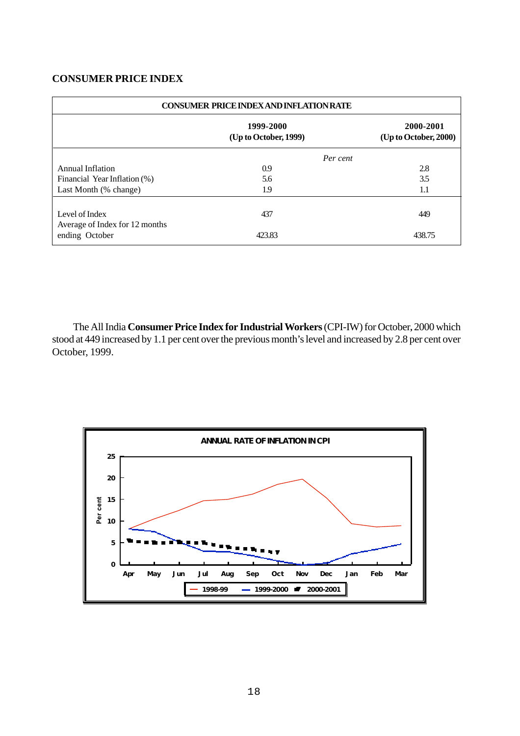## CONSUMER PRICE INDEX

| CONSUMER PRICE INDEX AND INFLATION RATE | | |
|---|---|---|
| | 1999-2000 (Up to October, 1999) | 2000-2001 (Up to October, 2000) |
| | *Per cent* | |
| Annual Inflation | 0.9 | 2.8 |
| Financial Year Inflation (%) | 5.6 | 3.5 |
| Last Month (% change) | 1.9 | 1.1 |
| Level of Index | 437 | 449 |
| Average of Index for 12 months ending October | 423.83 | 438.75 |

The All India **Consumer Price Index for Industrial Workers** (CPI-IW) for October, 2000 which stood at 449 increased by 1.1 per cent over the previous month's level and increased by 2.8 per cent over October, 1999.

ANNUAL RATE OF INFLATION IN CPI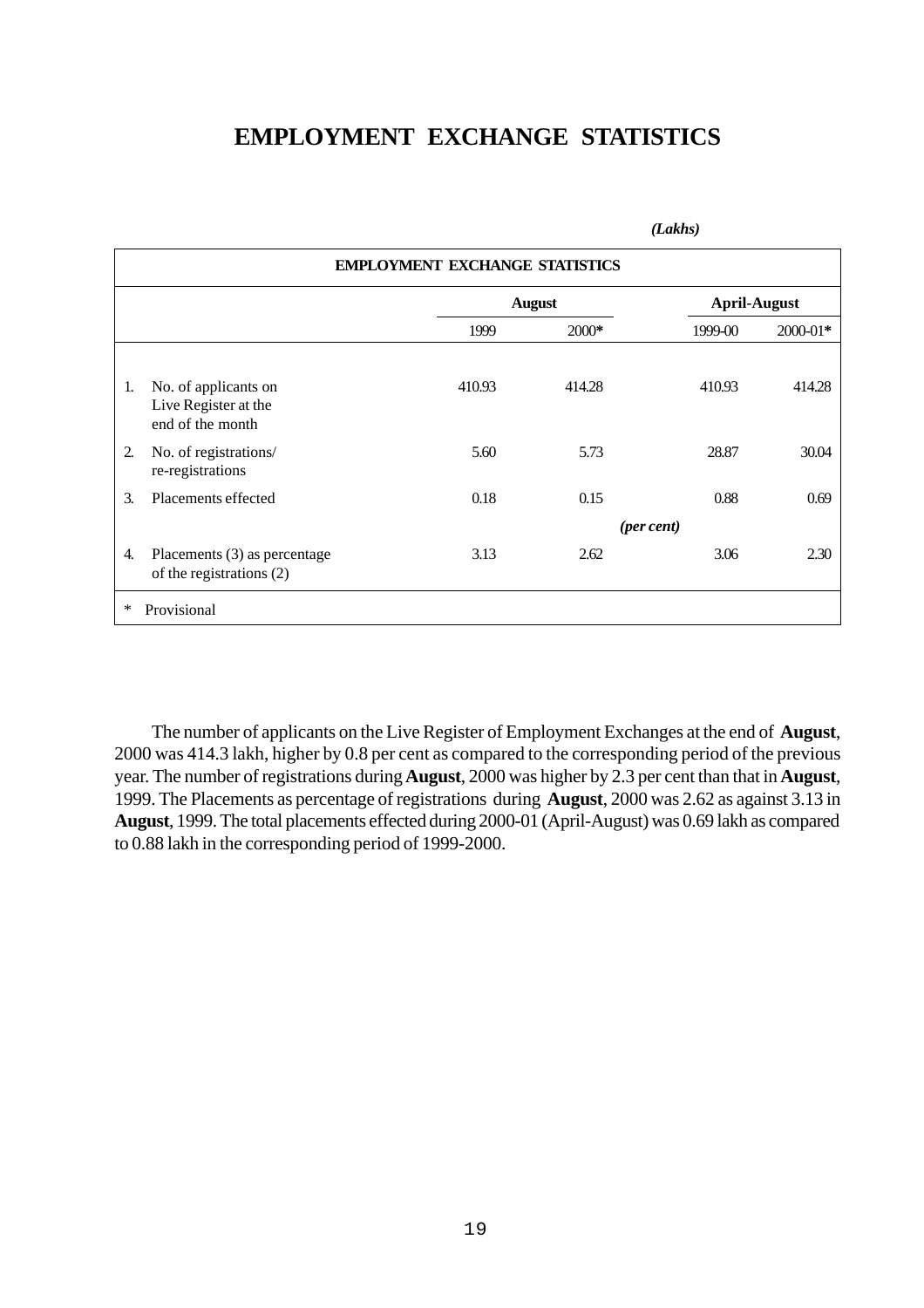# EMPLOYMENT EXCHANGE STATISTICS

*(Lakhs)*

| | EMPLOYMENT EXCHANGE STATISTICS | | | | |
|---|---|---|---|---|---|
| | | **August** | | **April-August** | |
| | | 1999 | 2000* | 1999-00 | 2000-01* |
| 1. | No. of applicants on Live Register at the end of the month | 410.93 | 414.28 | 410.93 | 414.28 |
| 2. | No. of registrations/ re-registrations | 5.60 | 5.73 | 28.87 | 30.04 |
| 3. | Placements effected | 0.18 | 0.15 | 0.88 | 0.69 |
| | | | *(per cent)* | | |
| 4. | Placements (3) as percentage of the registrations (2) | 3.13 | 2.62 | 3.06 | 2.30 |

\* Provisional

The number of applicants on the Live Register of Employment Exchanges at the end of **August**, 2000 was 414.3 lakh, higher by 0.8 per cent as compared to the corresponding period of the previous year. The number of registrations during **August**, 2000 was higher by 2.3 per cent than that in **August**, 1999. The Placements as percentage of registrations during **August**, 2000 was 2.62 as against 3.13 in **August**, 1999. The total placements effected during 2000-01 (April-August) was 0.69 lakh as compared to 0.88 lakh in the corresponding period of 1999-2000.